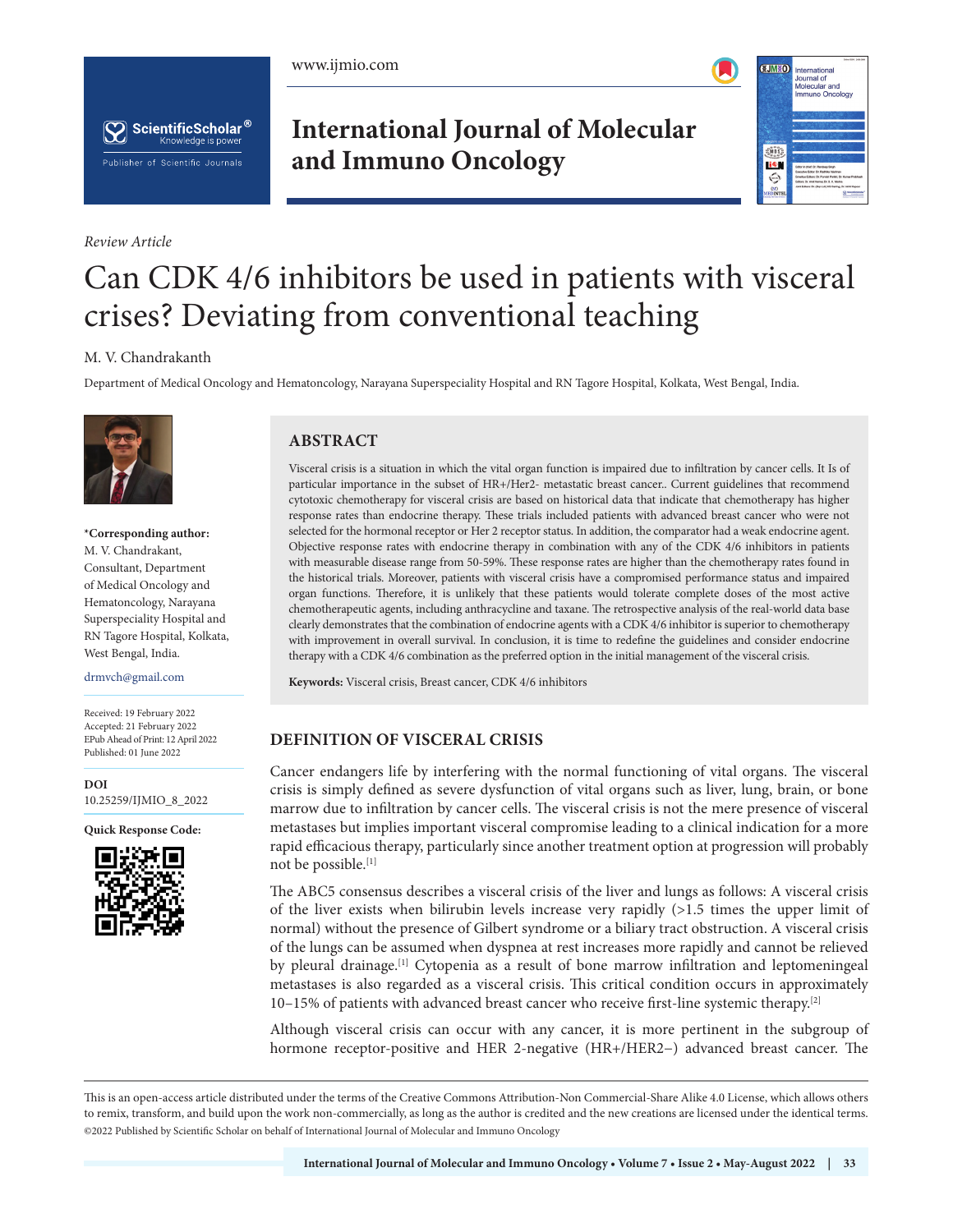*Review Article*

# Can CDK 4/6 inhibitors be used in patients with visceral crises? Deviating from conventional teaching

M. V. Chandrakanth

Department of Medical Oncology and Hematoncology, Narayana Superspeciality Hospital and RN Tagore Hospital, Kolkata, West Bengal, India.

**\*Corresponding author:**
M. V. Chandrakant,
Consultant, Department of Medical Oncology and Hematoncology, Narayana Superspeciality Hospital and RN Tagore Hospital, Kolkata, West Bengal, India.

drmvch@gmail.com

Received: 19 February 2022
Accepted: 21 February 2022
EPub Ahead of Print: 12 April 2022
Published: 01 June 2022

**DOI**
10.25259/IJMIO_8_2022

**Quick Response Code:**

## ABSTRACT

Visceral crisis is a situation in which the vital organ function is impaired due to infiltration by cancer cells. It Is of particular importance in the subset of HR+/Her2- metastatic breast cancer.. Current guidelines that recommend cytotoxic chemotherapy for visceral crisis are based on historical data that indicate that chemotherapy has higher response rates than endocrine therapy. These trials included patients with advanced breast cancer who were not selected for the hormonal receptor or Her 2 receptor status. In addition, the comparator had a weak endocrine agent. Objective response rates with endocrine therapy in combination with any of the CDK 4/6 inhibitors in patients with measurable disease range from 50-59%. These response rates are higher than the chemotherapy rates found in the historical trials. Moreover, patients with visceral crisis have a compromised performance status and impaired organ functions. Therefore, it is unlikely that these patients would tolerate complete doses of the most active chemotherapeutic agents, including anthracycline and taxane. The retrospective analysis of the real-world data base clearly demonstrates that the combination of endocrine agents with a CDK 4/6 inhibitor is superior to chemotherapy with improvement in overall survival. In conclusion, it is time to redefine the guidelines and consider endocrine therapy with a CDK 4/6 combination as the preferred option in the initial management of the visceral crisis.

**Keywords:** Visceral crisis, Breast cancer, CDK 4/6 inhibitors

## DEFINITION OF VISCERAL CRISIS

Cancer endangers life by interfering with the normal functioning of vital organs. The visceral crisis is simply defined as severe dysfunction of vital organs such as liver, lung, brain, or bone marrow due to infiltration by cancer cells. The visceral crisis is not the mere presence of visceral metastases but implies important visceral compromise leading to a clinical indication for a more rapid efficacious therapy, particularly since another treatment option at progression will probably not be possible.[1]

The ABC5 consensus describes a visceral crisis of the liver and lungs as follows: A visceral crisis of the liver exists when bilirubin levels increase very rapidly (>1.5 times the upper limit of normal) without the presence of Gilbert syndrome or a biliary tract obstruction. A visceral crisis of the lungs can be assumed when dyspnea at rest increases more rapidly and cannot be relieved by pleural drainage.[1] Cytopenia as a result of bone marrow infiltration and leptomeningeal metastases is also regarded as a visceral crisis. This critical condition occurs in approximately 10–15% of patients with advanced breast cancer who receive first-line systemic therapy.[2]

Although visceral crisis can occur with any cancer, it is more pertinent in the subgroup of hormone receptor-positive and HER 2-negative (HR+/HER2−) advanced breast cancer. The

This is an open-access article distributed under the terms of the Creative Commons Attribution-Non Commercial-Share Alike 4.0 License, which allows others to remix, transform, and build upon the work non-commercially, as long as the author is credited and the new creations are licensed under the identical terms.
©2022 Published by Scientific Scholar on behalf of International Journal of Molecular and Immuno Oncology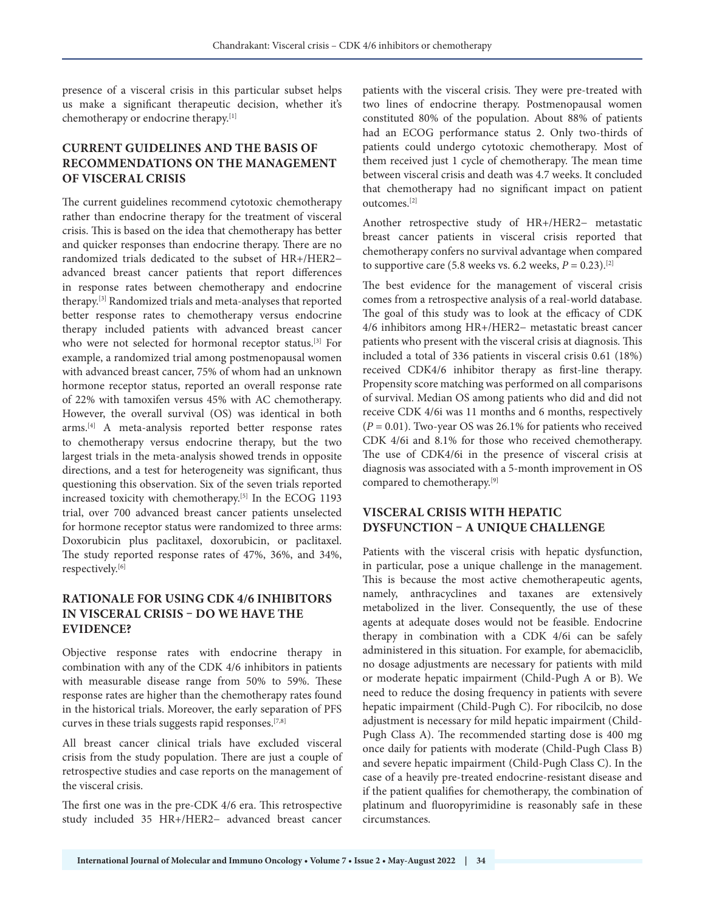presence of a visceral crisis in this particular subset helps us make a significant therapeutic decision, whether it's chemotherapy or endocrine therapy.[1]

## CURRENT GUIDELINES AND THE BASIS OF RECOMMENDATIONS ON THE MANAGEMENT OF VISCERAL CRISIS

The current guidelines recommend cytotoxic chemotherapy rather than endocrine therapy for the treatment of visceral crisis. This is based on the idea that chemotherapy has better and quicker responses than endocrine therapy. There are no randomized trials dedicated to the subset of HR+/HER2− advanced breast cancer patients that report differences in response rates between chemotherapy and endocrine therapy.[3] Randomized trials and meta-analyses that reported better response rates to chemotherapy versus endocrine therapy included patients with advanced breast cancer who were not selected for hormonal receptor status.[3] For example, a randomized trial among postmenopausal women with advanced breast cancer, 75% of whom had an unknown hormone receptor status, reported an overall response rate of 22% with tamoxifen versus 45% with AC chemotherapy. However, the overall survival (OS) was identical in both arms.[4] A meta-analysis reported better response rates to chemotherapy versus endocrine therapy, but the two largest trials in the meta-analysis showed trends in opposite directions, and a test for heterogeneity was significant, thus questioning this observation. Six of the seven trials reported increased toxicity with chemotherapy.[5] In the ECOG 1193 trial, over 700 advanced breast cancer patients unselected for hormone receptor status were randomized to three arms: Doxorubicin plus paclitaxel, doxorubicin, or paclitaxel. The study reported response rates of 47%, 36%, and 34%, respectively.[6]

## RATIONALE FOR USING CDK 4/6 INHIBITORS IN VISCERAL CRISIS − DO WE HAVE THE EVIDENCE?

Objective response rates with endocrine therapy in combination with any of the CDK 4/6 inhibitors in patients with measurable disease range from 50% to 59%. These response rates are higher than the chemotherapy rates found in the historical trials. Moreover, the early separation of PFS curves in these trials suggests rapid responses.[7,8]

All breast cancer clinical trials have excluded visceral crisis from the study population. There are just a couple of retrospective studies and case reports on the management of the visceral crisis.

The first one was in the pre-CDK 4/6 era. This retrospective study included 35 HR+/HER2− advanced breast cancer patients with the visceral crisis. They were pre-treated with two lines of endocrine therapy. Postmenopausal women constituted 80% of the population. About 88% of patients had an ECOG performance status 2. Only two-thirds of patients could undergo cytotoxic chemotherapy. Most of them received just 1 cycle of chemotherapy. The mean time between visceral crisis and death was 4.7 weeks. It concluded that chemotherapy had no significant impact on patient outcomes.[2]

Another retrospective study of HR+/HER2− metastatic breast cancer patients in visceral crisis reported that chemotherapy confers no survival advantage when compared to supportive care (5.8 weeks vs. 6.2 weeks, $P = 0.23$).[2]

The best evidence for the management of visceral crisis comes from a retrospective analysis of a real-world database. The goal of this study was to look at the efficacy of CDK 4/6 inhibitors among HR+/HER2− metastatic breast cancer patients who present with the visceral crisis at diagnosis. This included a total of 336 patients in visceral crisis 0.61 (18%) received CDK4/6 inhibitor therapy as first-line therapy. Propensity score matching was performed on all comparisons of survival. Median OS among patients who did and did not receive CDK 4/6i was 11 months and 6 months, respectively ($P = 0.01$). Two-year OS was 26.1% for patients who received CDK 4/6i and 8.1% for those who received chemotherapy. The use of CDK4/6i in the presence of visceral crisis at diagnosis was associated with a 5-month improvement in OS compared to chemotherapy.[9]

## VISCERAL CRISIS WITH HEPATIC DYSFUNCTION − A UNIQUE CHALLENGE

Patients with the visceral crisis with hepatic dysfunction, in particular, pose a unique challenge in the management. This is because the most active chemotherapeutic agents, namely, anthracyclines and taxanes are extensively metabolized in the liver. Consequently, the use of these agents at adequate doses would not be feasible. Endocrine therapy in combination with a CDK 4/6i can be safely administered in this situation. For example, for abemaciclib, no dosage adjustments are necessary for patients with mild or moderate hepatic impairment (Child-Pugh A or B). We need to reduce the dosing frequency in patients with severe hepatic impairment (Child-Pugh C). For ribocilcib, no dose adjustment is necessary for mild hepatic impairment (Child-Pugh Class A). The recommended starting dose is 400 mg once daily for patients with moderate (Child-Pugh Class B) and severe hepatic impairment (Child-Pugh Class C). In the case of a heavily pre-treated endocrine-resistant disease and if the patient qualifies for chemotherapy, the combination of platinum and fluoropyrimidine is reasonably safe in these circumstances.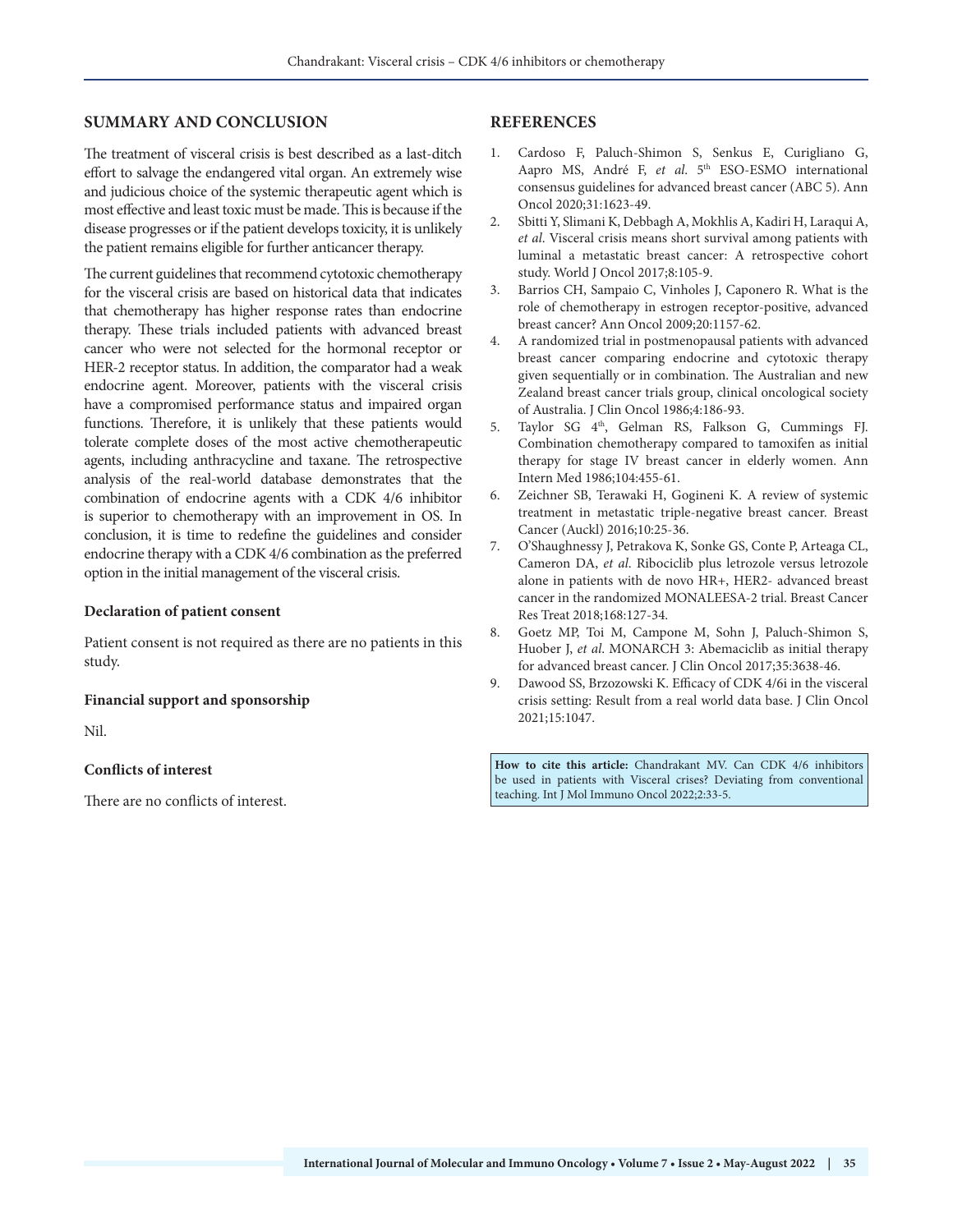## SUMMARY AND CONCLUSION

The treatment of visceral crisis is best described as a last-ditch effort to salvage the endangered vital organ. An extremely wise and judicious choice of the systemic therapeutic agent which is most effective and least toxic must be made. This is because if the disease progresses or if the patient develops toxicity, it is unlikely the patient remains eligible for further anticancer therapy.

The current guidelines that recommend cytotoxic chemotherapy for the visceral crisis are based on historical data that indicates that chemotherapy has higher response rates than endocrine therapy. These trials included patients with advanced breast cancer who were not selected for the hormonal receptor or HER-2 receptor status. In addition, the comparator had a weak endocrine agent. Moreover, patients with the visceral crisis have a compromised performance status and impaired organ functions. Therefore, it is unlikely that these patients would tolerate complete doses of the most active chemotherapeutic agents, including anthracycline and taxane. The retrospective analysis of the real-world database demonstrates that the combination of endocrine agents with a CDK 4/6 inhibitor is superior to chemotherapy with an improvement in OS. In conclusion, it is time to redefine the guidelines and consider endocrine therapy with a CDK 4/6 combination as the preferred option in the initial management of the visceral crisis.

### Declaration of patient consent

Patient consent is not required as there are no patients in this study.

### Financial support and sponsorship

Nil.

### Conflicts of interest

There are no conflicts of interest.

## REFERENCES

1. Cardoso F, Paluch-Shimon S, Senkus E, Curigliano G, Aapro MS, André F, *et al.* 5th ESO-ESMO international consensus guidelines for advanced breast cancer (ABC 5). Ann Oncol 2020;31:1623-49.
2. Sbitti Y, Slimani K, Debbagh A, Mokhlis A, Kadiri H, Laraqui A, *et al*. Visceral crisis means short survival among patients with luminal a metastatic breast cancer: A retrospective cohort study. World J Oncol 2017;8:105-9.
3. Barrios CH, Sampaio C, Vinholes J, Caponero R. What is the role of chemotherapy in estrogen receptor-positive, advanced breast cancer? Ann Oncol 2009;20:1157-62.
4. A randomized trial in postmenopausal patients with advanced breast cancer comparing endocrine and cytotoxic therapy given sequentially or in combination. The Australian and new Zealand breast cancer trials group, clinical oncological society of Australia. J Clin Oncol 1986;4:186-93.
5. Taylor SG 4th, Gelman RS, Falkson G, Cummings FJ. Combination chemotherapy compared to tamoxifen as initial therapy for stage IV breast cancer in elderly women. Ann Intern Med 1986;104:455-61.
6. Zeichner SB, Terawaki H, Gogineni K. A review of systemic treatment in metastatic triple-negative breast cancer. Breast Cancer (Auckl) 2016;10:25-36.
7. O'Shaughnessy J, Petrakova K, Sonke GS, Conte P, Arteaga CL, Cameron DA, *et al*. Ribociclib plus letrozole versus letrozole alone in patients with de novo HR+, HER2- advanced breast cancer in the randomized MONALEESA-2 trial. Breast Cancer Res Treat 2018;168:127-34.
8. Goetz MP, Toi M, Campone M, Sohn J, Paluch-Shimon S, Huober J, *et al*. MONARCH 3: Abemaciclib as initial therapy for advanced breast cancer. J Clin Oncol 2017;35:3638-46.
9. Dawood SS, Brzozowski K. Efficacy of CDK 4/6i in the visceral crisis setting: Result from a real world data base. J Clin Oncol 2021;15:1047.

**How to cite this article:** Chandrakant MV. Can CDK 4/6 inhibitors be used in patients with Visceral crises? Deviating from conventional teaching. Int J Mol Immuno Oncol 2022;2:33-5.